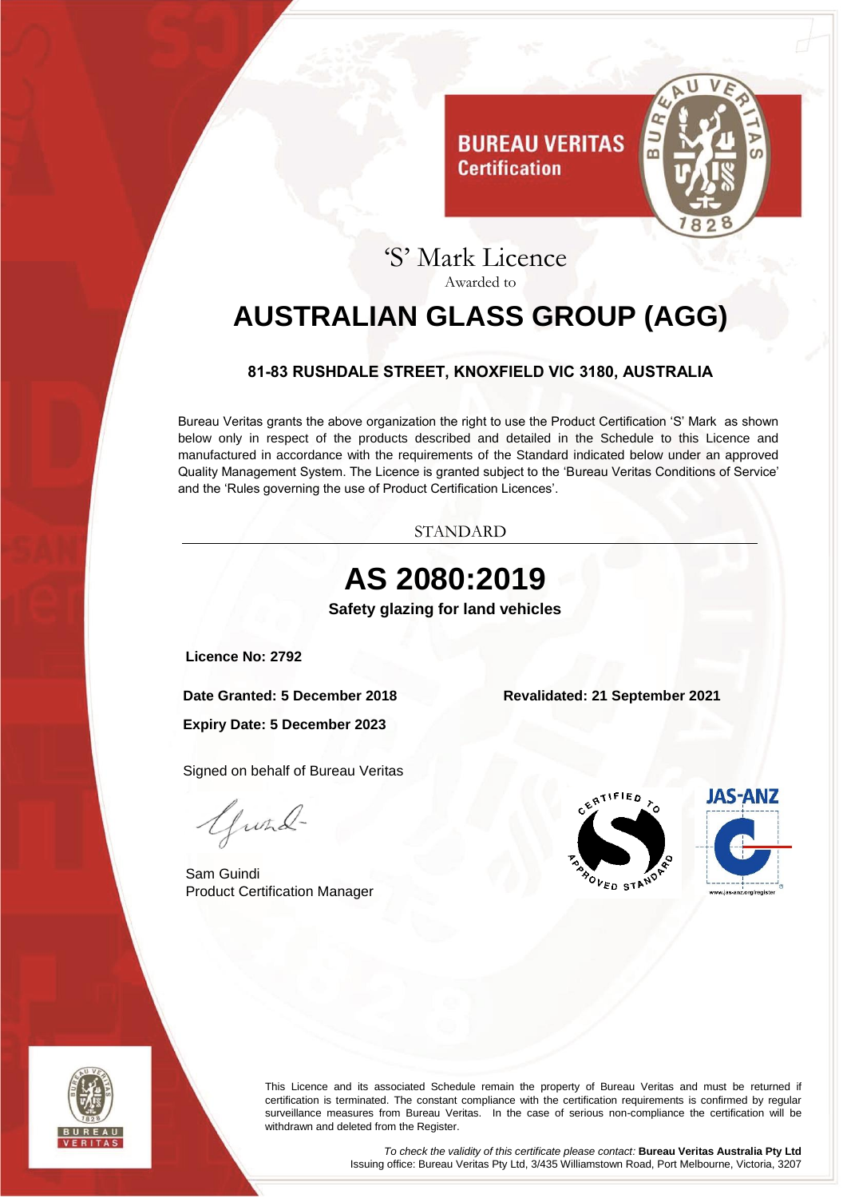BUREAU VERITAS
Certification

# 'S' Mark Licence

Awarded to

# AUSTRALIAN GLASS GROUP (AGG)

**81-83 RUSHDALE STREET, KNOXFIELD VIC 3180, AUSTRALIA**

Bureau Veritas grants the above organization the right to use the Product Certification 'S' Mark as shown below only in respect of the products described and detailed in the Schedule to this Licence and manufactured in accordance with the requirements of the Standard indicated below under an approved Quality Management System. The Licence is granted subject to the 'Bureau Veritas Conditions of Service' and the 'Rules governing the use of Product Certification Licences'.

STANDARD

## AS 2080:2019

**Safety glazing for land vehicles**

**Licence No: 2792**

**Date Granted: 5 December 2018**

**Revalidated: 21 September 2021**

**Expiry Date: 5 December 2023**

Signed on behalf of Bureau Veritas

Sam Guindi
Product Certification Manager

CERTIFIED TO APPROVED STANDARD

JAS-ANZ

www.jas-anz.org/register

This Licence and its associated Schedule remain the property of Bureau Veritas and must be returned if certification is terminated. The constant compliance with the certification requirements is confirmed by regular surveillance measures from Bureau Veritas. In the case of serious non-compliance the certification will be withdrawn and deleted from the Register.

*To check the validity of this certificate please contact:* **Bureau Veritas Australia Pty Ltd**
Issuing office: Bureau Veritas Pty Ltd, 3/435 Williamstown Road, Port Melbourne, Victoria, 3207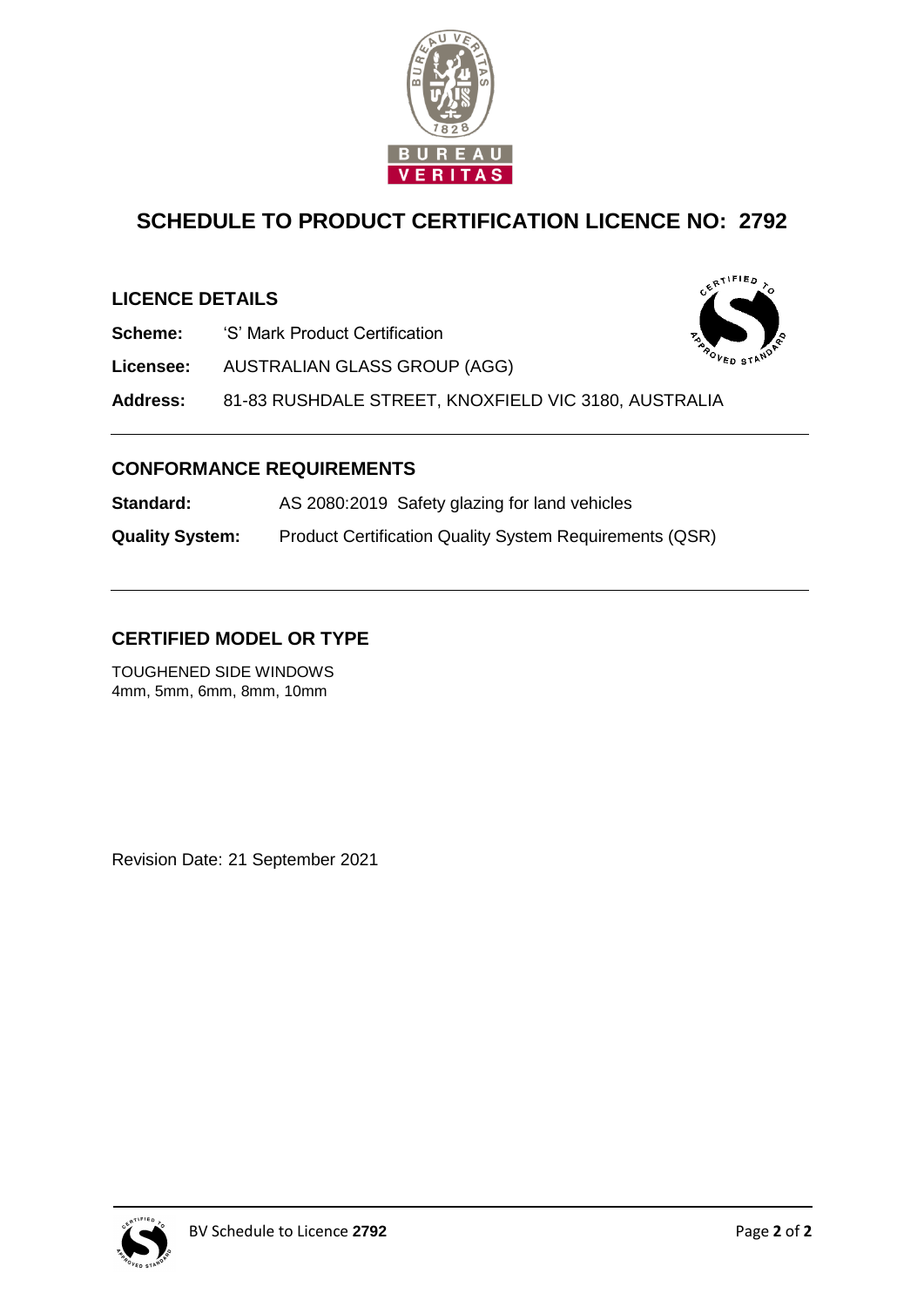# SCHEDULE TO PRODUCT CERTIFICATION LICENCE NO: 2792

## LICENCE DETAILS

**Scheme:** 'S' Mark Product Certification

**Licensee:** AUSTRALIAN GLASS GROUP (AGG)

**Address:** 81-83 RUSHDALE STREET, KNOXFIELD VIC 3180, AUSTRALIA

## CONFORMANCE REQUIREMENTS

**Standard:** AS 2080:2019 Safety glazing for land vehicles

**Quality System:** Product Certification Quality System Requirements (QSR)

## CERTIFIED MODEL OR TYPE

TOUGHENED SIDE WINDOWS
4mm, 5mm, 6mm, 8mm, 10mm

Revision Date: 21 September 2021